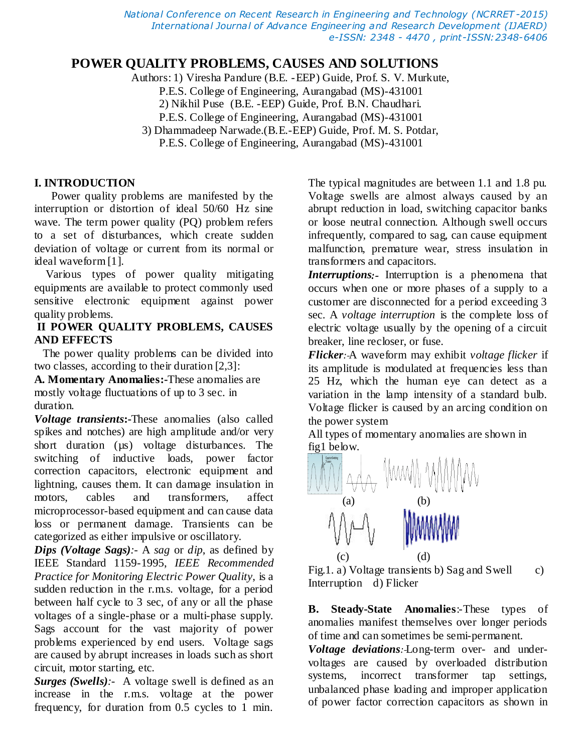# POWER QUALITY PROBLEMS, CAUSES AND SOLUTIONS

Authors: 1) Viresha Pandure (B.E. -EEP) Guide, Prof. S. V. Murkute,
P.E.S. College of Engineering, Aurangabad (MS)-431001
2) Nikhil Puse (B.E. -EEP) Guide, Prof. B.N. Chaudhari.
P.E.S. College of Engineering, Aurangabad (MS)-431001
3) Dhammadeep Narwade.(B.E.-EEP) Guide, Prof. M. S. Potdar,
P.E.S. College of Engineering, Aurangabad (MS)-431001

## I. INTRODUCTION

Power quality problems are manifested by the interruption or distortion of ideal 50/60 Hz sine wave. The term power quality (PQ) problem refers to a set of disturbances, which create sudden deviation of voltage or current from its normal or ideal waveform [1].

Various types of power quality mitigating equipments are available to protect commonly used sensitive electronic equipment against power quality problems.

## II POWER QUALITY PROBLEMS, CAUSES AND EFFECTS

The power quality problems can be divided into two classes, according to their duration [2,3]:

**A. Momentary Anomalies:-**These anomalies are mostly voltage fluctuations of up to 3 sec. in duration.

***Voltage transients*:-**These anomalies (also called spikes and notches) are high amplitude and/or very short duration (µs) voltage disturbances. The switching of inductive loads, power factor correction capacitors, electronic equipment and lightning, causes them. It can damage insulation in motors, cables and transformers, affect microprocessor-based equipment and can cause data loss or permanent damage. Transients can be categorized as either impulsive or oscillatory.

***Dips (Voltage Sags)****:-* A *sag* or *dip*, as defined by IEEE Standard 1159-1995, *IEEE Recommended Practice for Monitoring Electric Power Quality*, is a sudden reduction in the r.m.s. voltage, for a period between half cycle to 3 sec, of any or all the phase voltages of a single-phase or a multi-phase supply. Sags account for the vast majority of power problems experienced by end users. Voltage sags are caused by abrupt increases in loads such as short circuit, motor starting, etc.

***Surges (Swells)****:-* A voltage swell is defined as an increase in the r.m.s. voltage at the power frequency, for duration from 0.5 cycles to 1 min. The typical magnitudes are between 1.1 and 1.8 pu. Voltage swells are almost always caused by an abrupt reduction in load, switching capacitor banks or loose neutral connection. Although swell occurs infrequently, compared to sag, can cause equipment malfunction, premature wear, stress insulation in transformers and capacitors.

***Interruptions*:-** Interruption is a phenomena that occurs when one or more phases of a supply to a customer are disconnected for a period exceeding 3 sec. A *voltage interruption* is the complete loss of electric voltage usually by the opening of a circuit breaker, line recloser, or fuse.

***Flicker****:-*A waveform may exhibit *voltage flicker* if its amplitude is modulated at frequencies less than 25 Hz, which the human eye can detect as a variation in the lamp intensity of a standard bulb. Voltage flicker is caused by an arcing condition on the power system

All types of momentary anomalies are shown in fig1 below.

Fig.1. a) Voltage transients b) Sag and Swell c) Interruption d) Flicker

**B. Steady-State Anomalies***:-*These types of anomalies manifest themselves over longer periods of time and can sometimes be semi-permanent.

***Voltage deviations****:-*Long-term over- and under-voltages are caused by overloaded distribution systems, incorrect transformer tap settings, unbalanced phase loading and improper application of power factor correction capacitors as shown in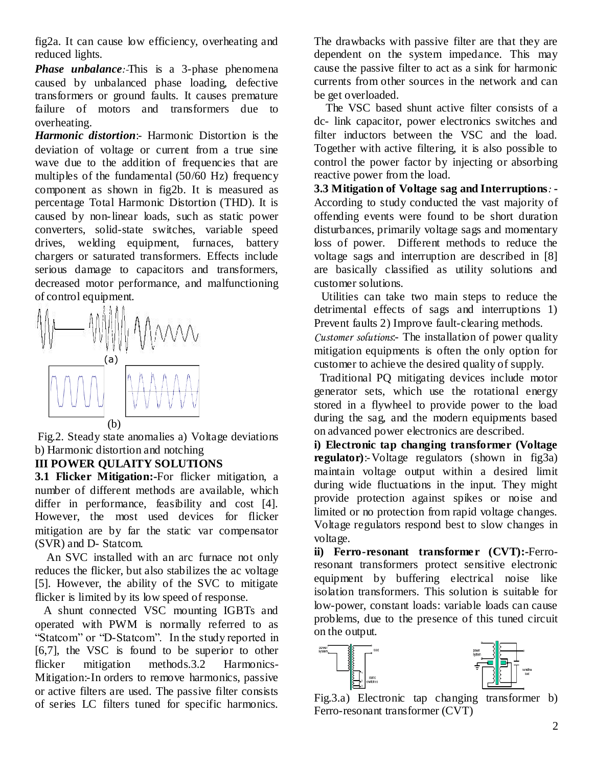fig2a. It can cause low efficiency, overheating and reduced lights.

***Phase unbalance**:-*This is a 3-phase phenomena caused by unbalanced phase loading, defective transformers or ground faults. It causes premature failure of motors and transformers due to overheating.

***Harmonic distortion***:- Harmonic Distortion is the deviation of voltage or current from a true sine wave due to the addition of frequencies that are multiples of the fundamental (50/60 Hz) frequency component as shown in fig2b. It is measured as percentage Total Harmonic Distortion (THD). It is caused by non-linear loads, such as static power converters, solid-state switches, variable speed drives, welding equipment, furnaces, battery chargers or saturated transformers. Effects include serious damage to capacitors and transformers, decreased motor performance, and malfunctioning of control equipment.

(a)

(b)

Fig.2. Steady state anomalies a) Voltage deviations b) Harmonic distortion and notching

## III POWER QULAITY SOLUTIONS

**3.1 Flicker Mitigation:-**For flicker mitigation, a number of different methods are available, which differ in performance, feasibility and cost [4]. However, the most used devices for flicker mitigation are by far the static var compensator (SVR) and D- Statcom.

An SVC installed with an arc furnace not only reduces the flicker, but also stabilizes the ac voltage [5]. However, the ability of the SVC to mitigate flicker is limited by its low speed of response.

A shunt connected VSC mounting IGBTs and operated with PWM is normally referred to as "Statcom" or "D-Statcom". In the study reported in [6,7], the VSC is found to be superior to other flicker mitigation methods.3.2 Harmonics-Mitigation:-In orders to remove harmonics, passive or active filters are used. The passive filter consists of series LC filters tuned for specific harmonics. The drawbacks with passive filter are that they are dependent on the system impedance. This may cause the passive filter to act as a sink for harmonic currents from other sources in the network and can be get overloaded.

The VSC based shunt active filter consists of a dc- link capacitor, power electronics switches and filter inductors between the VSC and the load. Together with active filtering, it is also possible to control the power factor by injecting or absorbing reactive power from the load.

**3.3 Mitigation of Voltage sag and Interruptions**:**-** According to study conducted the vast majority of offending events were found to be short duration disturbances, primarily voltage sags and momentary loss of power. Different methods to reduce the voltage sags and interruption are described in [8] are basically classified as utility solutions and customer solutions.

Utilities can take two main steps to reduce the detrimental effects of sags and interruptions 1) Prevent faults 2) Improve fault-clearing methods.

*Customer solutions*:- The installation of power quality mitigation equipments is often the only option for customer to achieve the desired quality of supply.

Traditional PQ mitigating devices include motor generator sets, which use the rotational energy stored in a flywheel to provide power to the load during the sag, and the modern equipments based on advanced power electronics are described.

**i) Electronic tap changing transformer (Voltage regulator)**:-Voltage regulators (shown in fig3a) maintain voltage output within a desired limit during wide fluctuations in the input. They might provide protection against spikes or noise and limited or no protection from rapid voltage changes. Voltage regulators respond best to slow changes in voltage.

**ii) Ferro-resonant transformer (CVT):-**Ferro-resonant transformers protect sensitive electronic equipment by buffering electrical noise like isolation transformers. This solution is suitable for low-power, constant loads: variable loads can cause problems, due to the presence of this tuned circuit on the output.

Fig.3.a) Electronic tap changing transformer b) Ferro-resonant transformer (CVT)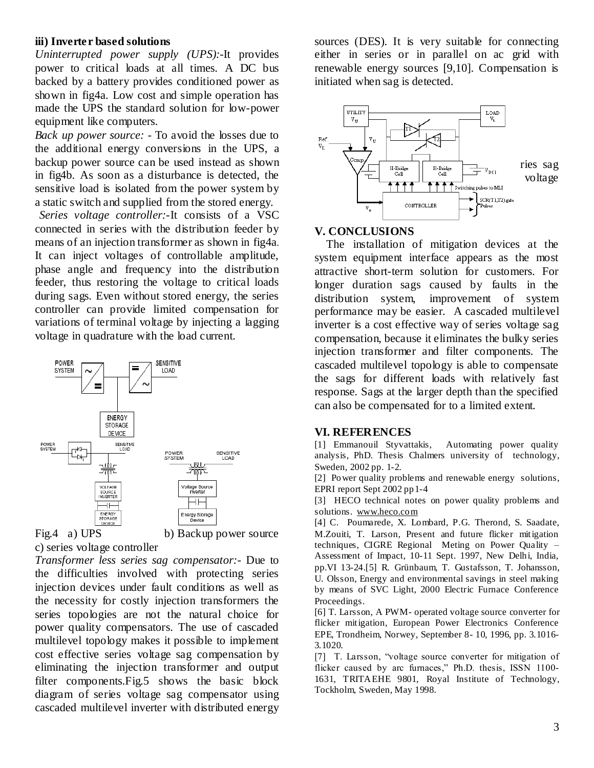### iii) Inverter based solutions

*Uninterrupted power supply (UPS):*-It provides power to critical loads at all times. A DC bus backed by a battery provides conditioned power as shown in fig4a. Low cost and simple operation has made the UPS the standard solution for low-power equipment like computers.

*Back up power source:* - To avoid the losses due to the additional energy conversions in the UPS, a backup power source can be used instead as shown in fig4b. As soon as a disturbance is detected, the sensitive load is isolated from the power system by a static switch and supplied from the stored energy.

*Series voltage controller:*-It consists of a VSC connected in series with the distribution feeder by means of an injection transformer as shown in fig4a. It can inject voltages of controllable amplitude, phase angle and frequency into the distribution feeder, thus restoring the voltage to critical loads during sags. Even without stored energy, the series controller can provide limited compensation for variations of terminal voltage by injecting a lagging voltage in quadrature with the load current.

Fig.4 a) UPS b) Backup power source c) series voltage controller

*Transformer less series sag compensator:*- Due to the difficulties involved with protecting series injection devices under fault conditions as well as the necessity for costly injection transformers the series topologies are not the natural choice for power quality compensators. The use of cascaded multilevel topology makes it possible to implement cost effective series voltage sag compensation by eliminating the injection transformer and output filter components.Fig.5 shows the basic block diagram of series voltage sag compensator using cascaded multilevel inverter with distributed energy sources (DES). It is very suitable for connecting either in series or in parallel on ac grid with renewable energy sources [9,10]. Compensation is initiated when sag is detected.

ries sag voltage

## V. CONCLUSIONS

The installation of mitigation devices at the system equipment interface appears as the most attractive short-term solution for customers. For longer duration sags caused by faults in the distribution system, improvement of system performance may be easier. A cascaded multilevel inverter is a cost effective way of series voltage sag compensation, because it eliminates the bulky series injection transformer and filter components. The cascaded multilevel topology is able to compensate the sags for different loads with relatively fast response. Sags at the larger depth than the specified can also be compensated for to a limited extent.

## VI. REFERENCES

[1] Emmanouil Styvattakis, Automating power quality analysis, PhD. Thesis Chalmers university of technology, Sweden, 2002 pp. 1-2.

[2] Power quality problems and renewable energy solutions, EPRI report Sept 2002 pp1-4

[3] HECO technical notes on power quality problems and solutions. www.heco.com

[4] C. Poumarede, X. Lombard, P.G. Therond, S. Saadate, M.Zouiti, T. Larson, Present and future flicker mitigation techniques, CIGRE Regional Meting on Power Quality – Assessment of Impact, 10-11 Sept. 1997, New Delhi, India, pp.VI 13-24.[5] R. Grünbaum, T. Gustafsson, T. Johansson, U. Olsson, Energy and environmental savings in steel making by means of SVC Light, 2000 Electric Furnace Conference Proceedings.

[6] T. Larsson, A PWM- operated voltage source converter for flicker mitigation, European Power Electronics Conference EPE, Trondheim, Norwey, September 8- 10, 1996, pp. 3.1016-3.1020.

[7] T. Larsson, "voltage source converter for mitigation of flicker caused by arc furnaces," Ph.D. thesis, ISSN 1100-1631, TRITAEHE 9801, Royal Institute of Technology, Tockholm, Sweden, May 1998.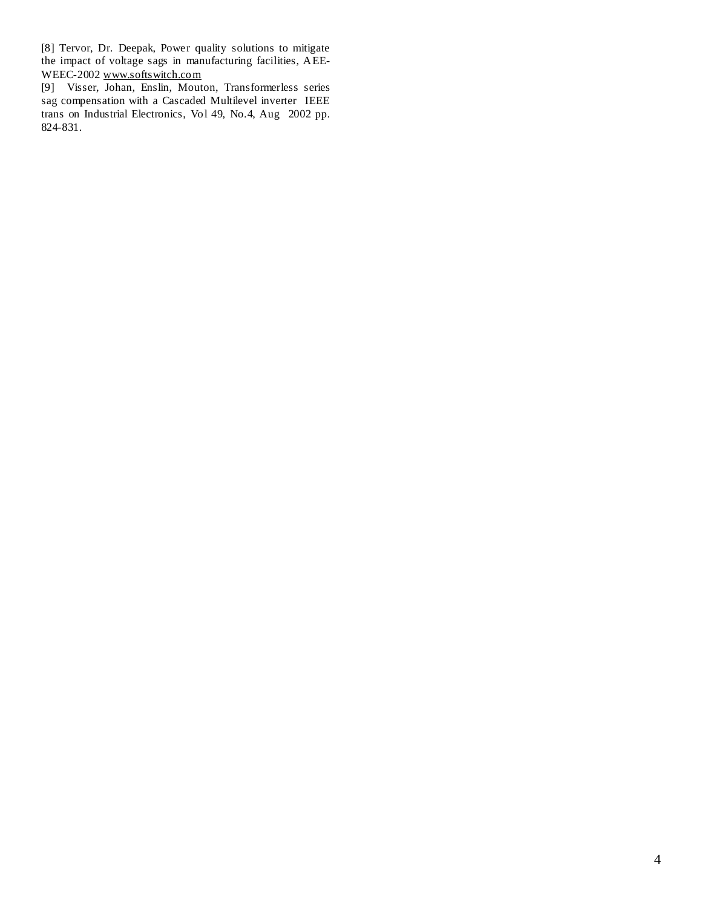[8] Tervor, Dr. Deepak, Power quality solutions to mitigate the impact of voltage sags in manufacturing facilities, AEE-WEEC-2002 www.softswitch.com

[9] Visser, Johan, Enslin, Mouton, Transformerless series sag compensation with a Cascaded Multilevel inverter IEEE trans on Industrial Electronics, Vol 49, No.4, Aug 2002 pp. 824-831.